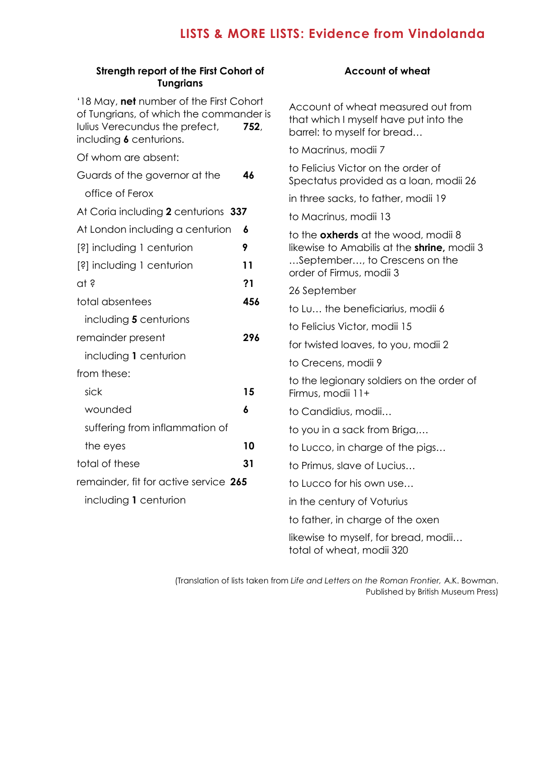# LISTS & MORE LISTS: Evidence from Vindolanda

### Strength report of the First Cohort of Tungrians

'18 May, **net** number of the First Cohort of Tungrians, of which the commander is Iulius Verecundus the prefect, **752**, including **6** centurions.

Of whom are absent:

| | |
|---|---|
| Guards of the governor at the office of Ferox | **46** |
| At Coria including **2** centurions | **337** |
| At London including a centurion | **6** |
| [?] including 1 centurion | **9** |
| [?] including 1 centurion | **11** |
| at ? | **?1** |
| total absentees including **5** centurions | **456** |
| remainder present including **1** centurion | **296** |
| from these: | |
| sick | **15** |
| wounded | **6** |
| suffering from inflammation of the eyes | **10** |
| total of these | **31** |
| remainder, fit for active service including **1** centurion | **265** |

### Account of wheat

Account of wheat measured out from that which I myself have put into the barrel: to myself for bread…

to Macrinus, modii 7

to Felicius Victor on the order of Spectatus provided as a loan, modii 26

in three sacks, to father, modii 19

to Macrinus, modii 13

to the **oxherds** at the wood, modii 8
likewise to Amabilis at the **shrine,** modii 3
…September…, to Crescens on the order of Firmus, modii 3

26 September

to Lu… the beneficiarius, modii 6

to Felicius Victor, modii 15

for twisted loaves, to you, modii 2

to Crecens, modii 9

to the legionary soldiers on the order of Firmus, modii 11+

to Candidius, modii…

to you in a sack from Briga,…

to Lucco, in charge of the pigs…

to Primus, slave of Lucius…

to Lucco for his own use…

in the century of Voturius

to father, in charge of the oxen

likewise to myself, for bread, modii…
total of wheat, modii 320

(Translation of lists taken from *Life and Letters on the Roman Frontier,* A.K. Bowman. Published by British Museum Press)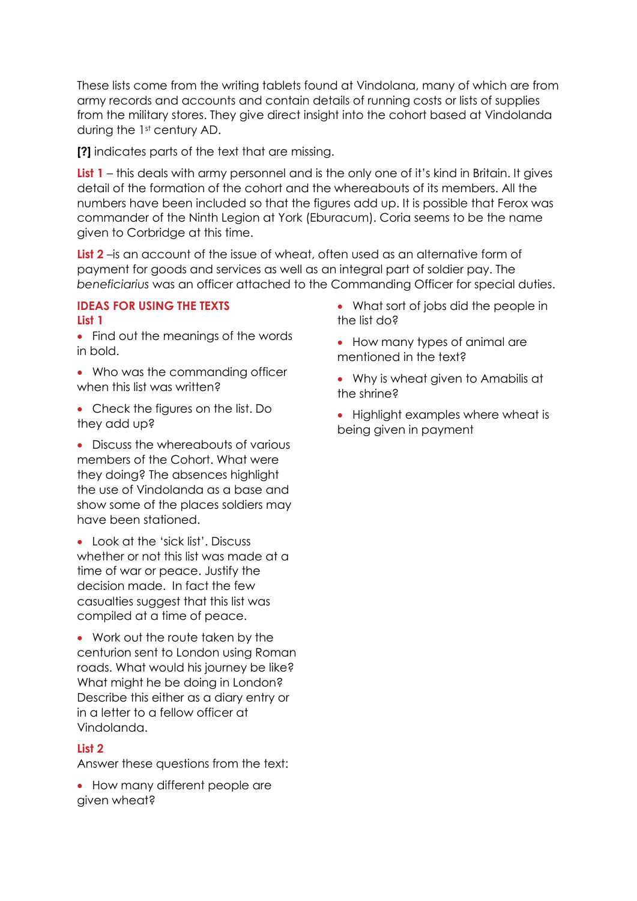These lists come from the writing tablets found at Vindolana, many of which are from army records and accounts and contain details of running costs or lists of supplies from the military stores. They give direct insight into the cohort based at Vindolanda during the 1st century AD.

**[?]** indicates parts of the text that are missing.

**List 1** – this deals with army personnel and is the only one of it's kind in Britain. It gives detail of the formation of the cohort and the whereabouts of its members. All the numbers have been included so that the figures add up. It is possible that Ferox was commander of the Ninth Legion at York (Eburacum). Coria seems to be the name given to Corbridge at this time.

**List 2** –is an account of the issue of wheat, often used as an alternative form of payment for goods and services as well as an integral part of soldier pay. The *beneficiarius* was an officer attached to the Commanding Officer for special duties.

## IDEAS FOR USING THE TEXTS

### List 1

- Find out the meanings of the words in bold.
- Who was the commanding officer when this list was written?
- Check the figures on the list. Do they add up?
- Discuss the whereabouts of various members of the Cohort. What were they doing? The absences highlight the use of Vindolanda as a base and show some of the places soldiers may have been stationed.
- Look at the 'sick list'. Discuss whether or not this list was made at a time of war or peace. Justify the decision made. In fact the few casualties suggest that this list was compiled at a time of peace.
- Work out the route taken by the centurion sent to London using Roman roads. What would his journey be like? What might he be doing in London? Describe this either as a diary entry or in a letter to a fellow officer at Vindolanda.

### List 2

Answer these questions from the text:

- How many different people are given wheat?
- What sort of jobs did the people in the list do?
- How many types of animal are mentioned in the text?
- Why is wheat given to Amabilis at the shrine?
- Highlight examples where wheat is being given in payment